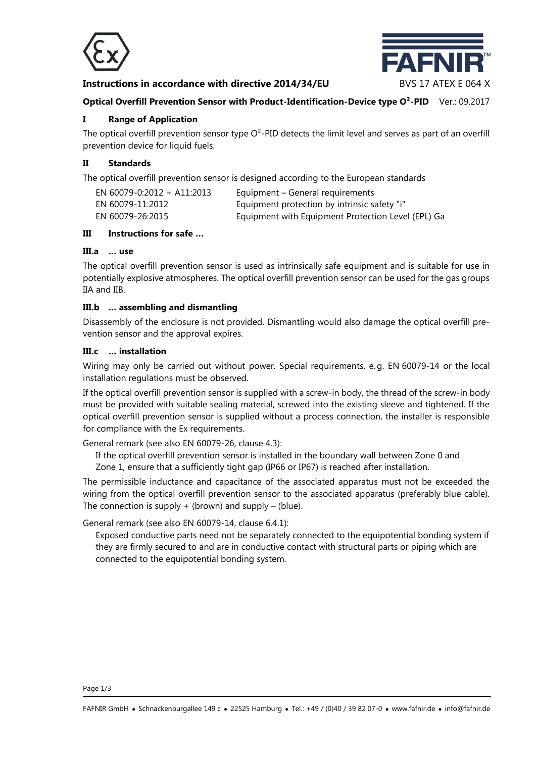**Instructions in accordance with directive 2014/34/EU** BVS 17 ATEX E 064 X

**Optical Overfill Prevention Sensor with Product-Identification-Device type O²-PID** Ver.: 09.2017

## I Range of Application

The optical overfill prevention sensor type O²-PID detects the limit level and serves as part of an overfill prevention device for liquid fuels.

## II Standards

The optical overfill prevention sensor is designed according to the European standards

| | |
|---|---|
| EN 60079-0:2012 + A11:2013 | Equipment – General requirements |
| EN 60079-11:2012 | Equipment protection by intrinsic safety "i" |
| EN 60079-26:2015 | Equipment with Equipment Protection Level (EPL) Ga |

## III Instructions for safe …

### III.a … use

The optical overfill prevention sensor is used as intrinsically safe equipment and is suitable for use in potentially explosive atmospheres. The optical overfill prevention sensor can be used for the gas groups IIA and IIB.

### III.b … assembling and dismantling

Disassembly of the enclosure is not provided. Dismantling would also damage the optical overfill prevention sensor and the approval expires.

### III.c … installation

Wiring may only be carried out without power. Special requirements, e. g. EN 60079-14 or the local installation regulations must be observed.

If the optical overfill prevention sensor is supplied with a screw-in body, the thread of the screw-in body must be provided with suitable sealing material, screwed into the existing sleeve and tightened. If the optical overfill prevention sensor is supplied without a process connection, the installer is responsible for compliance with the Ex requirements.

General remark (see also EN 60079-26, clause 4.3):

> If the optical overfill prevention sensor is installed in the boundary wall between Zone 0 and Zone 1, ensure that a sufficiently tight gap (IP66 or IP67) is reached after installation.

The permissible inductance and capacitance of the associated apparatus must not be exceeded the wiring from the optical overfill prevention sensor to the associated apparatus (preferably blue cable). The connection is supply + (brown) and supply – (blue).

General remark (see also EN 60079-14, clause 6.4.1):

> Exposed conductive parts need not be separately connected to the equipotential bonding system if they are firmly secured to and are in conductive contact with structural parts or piping which are connected to the equipotential bonding system.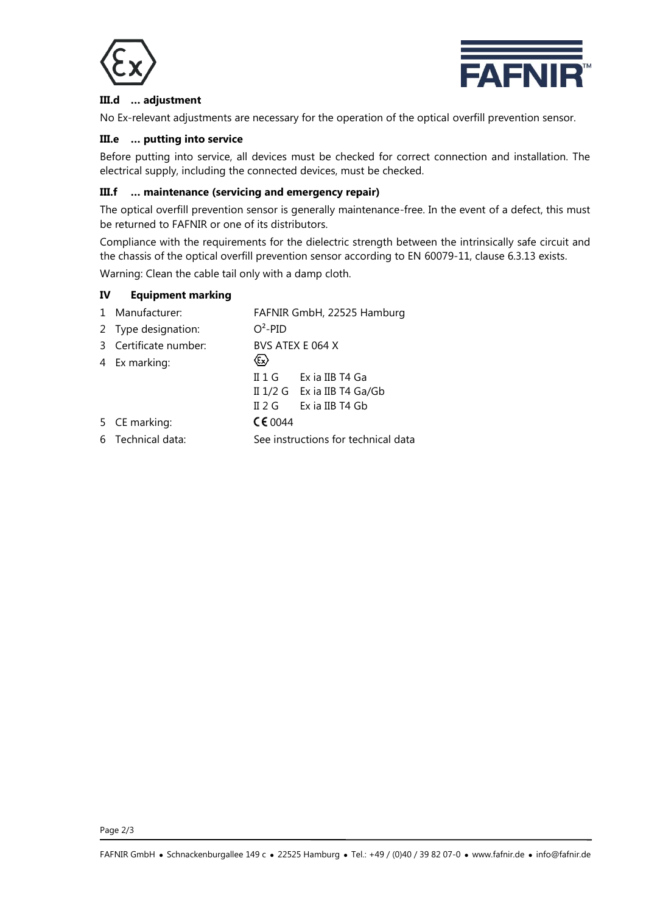### III.d … adjustment

No Ex-relevant adjustments are necessary for the operation of the optical overfill prevention sensor.

### III.e … putting into service

Before putting into service, all devices must be checked for correct connection and installation. The electrical supply, including the connected devices, must be checked.

### III.f … maintenance (servicing and emergency repair)

The optical overfill prevention sensor is generally maintenance-free. In the event of a defect, this must be returned to FAFNIR or one of its distributors.

Compliance with the requirements for the dielectric strength between the intrinsically safe circuit and the chassis of the optical overfill prevention sensor according to EN 60079-11, clause 6.3.13 exists.

Warning: Clean the cable tail only with a damp cloth.

## IV Equipment marking

| | | |
|---|---|---|
| 1 | Manufacturer: | FAFNIR GmbH, 22525 Hamburg |
| 2 | Type designation: | $O^2$-PID |
| 3 | Certificate number: | BVS ATEX E 064 X |
| 4 | Ex marking: | Ex<br>II 1 G Ex ia IIB T4 Ga<br>II 1/2 G Ex ia IIB T4 Ga/Gb<br>II 2 G Ex ia IIB T4 Gb |
| 5 | CE marking: | CE 0044 |
| 6 | Technical data: | See instructions for technical data |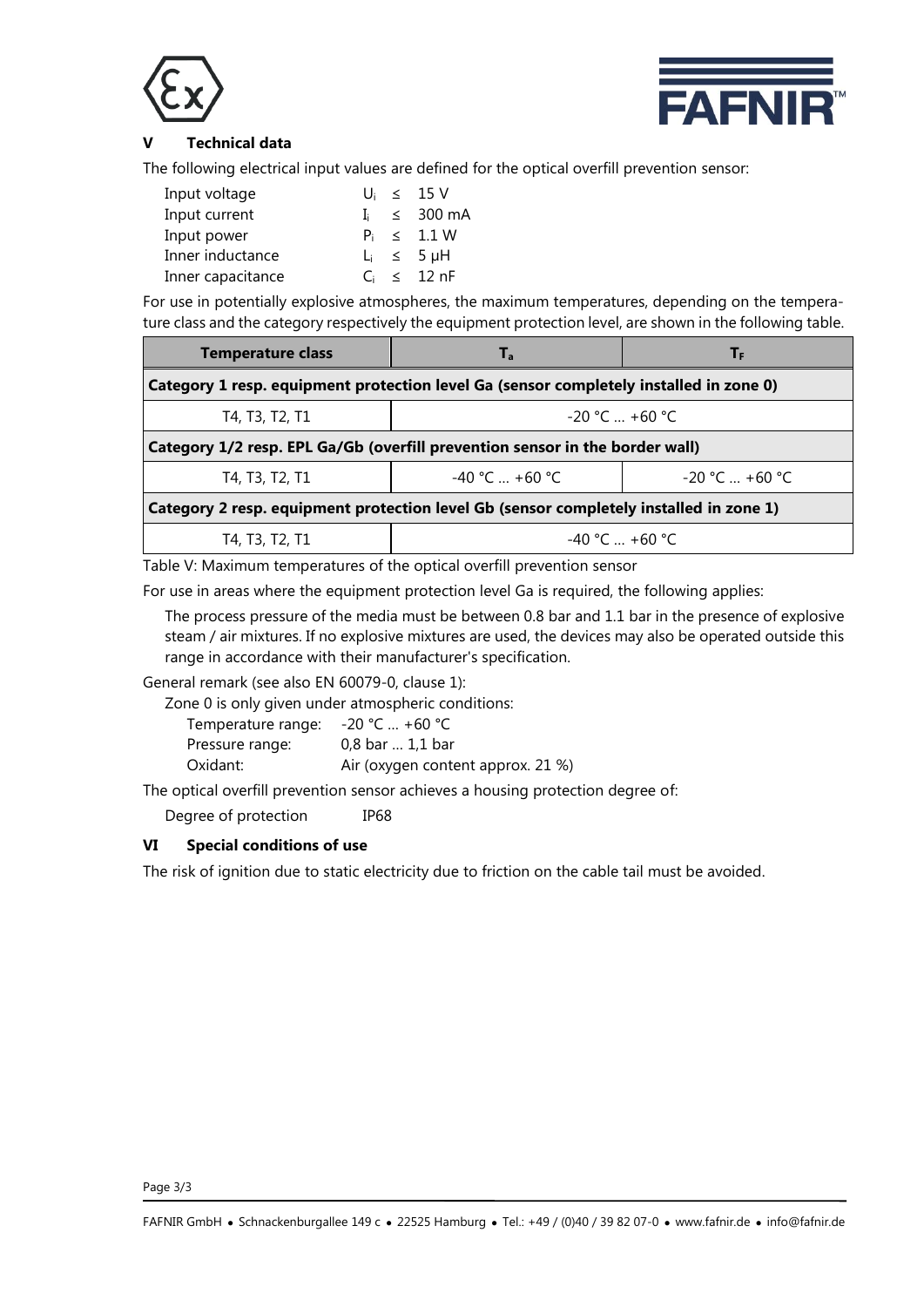## V Technical data

The following electrical input values are defined for the optical overfill prevention sensor:

| | | |
|---|---|---|
| Input voltage | $U_i$ | $\leq$ 15 V |
| Input current | $I_i$ | $\leq$ 300 mA |
| Input power | $P_i$ | $\leq$ 1.1 W |
| Inner inductance | $L_i$ | $\leq$ 5 µH |
| Inner capacitance | $C_i$ | $\leq$ 12 nF |

For use in potentially explosive atmospheres, the maximum temperatures, depending on the temperature class and the category respectively the equipment protection level, are shown in the following table.

| Temperature class | $T_a$ | $T_F$ |
|---|---|---|
| **Category 1 resp. equipment protection level Ga (sensor completely installed in zone 0)** | | |
| T4, T3, T2, T1 | -20 °C … +60 °C | |
| **Category 1/2 resp. EPL Ga/Gb (overfill prevention sensor in the border wall)** | | |
| T4, T3, T2, T1 | -40 °C … +60 °C | -20 °C … +60 °C |
| **Category 2 resp. equipment protection level Gb (sensor completely installed in zone 1)** | | |
| T4, T3, T2, T1 | -40 °C … +60 °C | |

Table V: Maximum temperatures of the optical overfill prevention sensor

For use in areas where the equipment protection level Ga is required, the following applies:

The process pressure of the media must be between 0.8 bar and 1.1 bar in the presence of explosive steam / air mixtures. If no explosive mixtures are used, the devices may also be operated outside this range in accordance with their manufacturer's specification.

General remark (see also EN 60079-0, clause 1):

Zone 0 is only given under atmospheric conditions:

| | |
|---|---|
| Temperature range: | -20 °C … +60 °C |
| Pressure range: | 0,8 bar … 1,1 bar |
| Oxidant: | Air (oxygen content approx. 21 %) |

The optical overfill prevention sensor achieves a housing protection degree of:

Degree of protection IP68

## VI Special conditions of use

The risk of ignition due to static electricity due to friction on the cable tail must be avoided.